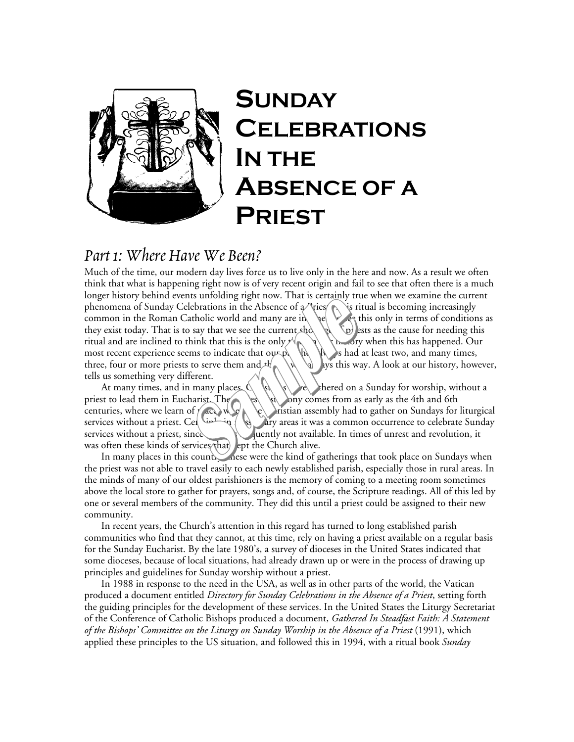# Sunday Celebrations In the Absence of a Priest

## Part 1: Where Have We Been?

Much of the time, our modern day lives force us to live only in the here and now. As a result we often think that what is happening right now is of very recent origin and fail to see that often there is a much longer history behind events unfolding right now. That is certainly true when we examine the current phenomena of Sunday Celebrations in the Absence of a Priest. This ritual is becoming increasingly common in the Roman Catholic world and many are inclined to see this only in terms of conditions as they exist today. That is to say that we see the current shortage of priests as the cause for needing this ritual and are inclined to think that this is the only time in our history when this has happened. Our most recent experience seems to indicate that our parishes always had at least two, and many times, three, four or more priests to serve them and that it was always this way. A look at our history, however, tells us something very different.

At many times, and in many places, Christians have gathered on a Sunday for worship, without a priest to lead them in Eucharist. The earliest testimony comes from as early as the 4th and 6th centuries, where we learn of places where the Christian assembly had to gather on Sundays for liturgical services without a priest. Certainly in missionary areas it was a common occurrence to celebrate Sunday services without a priest, since one was frequently not available. In times of unrest and revolution, it was often these kinds of services that kept the Church alive.

In many places in this country, these were the kind of gatherings that took place on Sundays when the priest was not able to travel easily to each newly established parish, especially those in rural areas. In the minds of many of our oldest parishioners is the memory of coming to a meeting room sometimes above the local store to gather for prayers, songs and, of course, the Scripture readings. All of this led by one or several members of the community. They did this until a priest could be assigned to their new community.

In recent years, the Church's attention in this regard has turned to long established parish communities who find that they cannot, at this time, rely on having a priest available on a regular basis for the Sunday Eucharist. By the late 1980's, a survey of dioceses in the United States indicated that some dioceses, because of local situations, had already drawn up or were in the process of drawing up principles and guidelines for Sunday worship without a priest.

In 1988 in response to the need in the USA, as well as in other parts of the world, the Vatican produced a document entitled *Directory for Sunday Celebrations in the Absence of a Priest*, setting forth the guiding principles for the development of these services. In the United States the Liturgy Secretariat of the Conference of Catholic Bishops produced a document, *Gathered In Steadfast Faith: A Statement of the Bishops' Committee on the Liturgy on Sunday Worship in the Absence of a Priest* (1991), which applied these principles to the US situation, and followed this in 1994, with a ritual book *Sunday*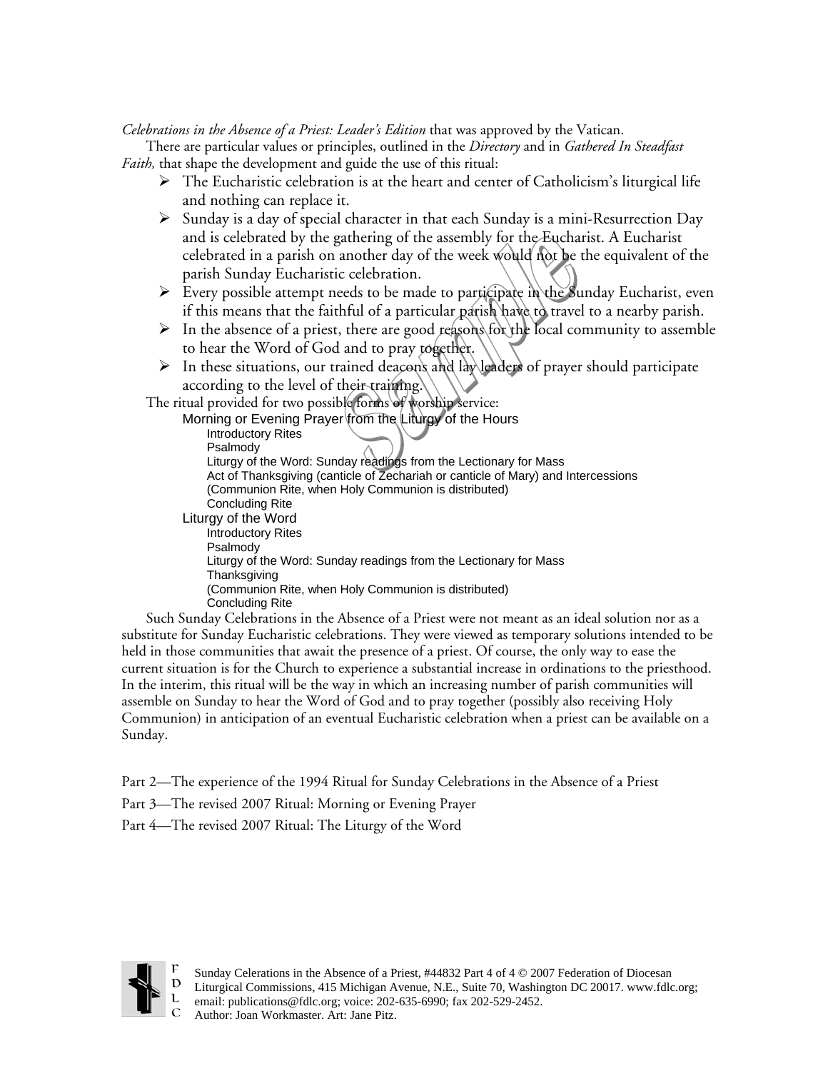*Celebrations in the Absence of a Priest: Leader's Edition* that was approved by the Vatican.

There are particular values or principles, outlined in the *Directory* and in *Gathered In Steadfast Faith,* that shape the development and guide the use of this ritual:

- The Eucharistic celebration is at the heart and center of Catholicism's liturgical life and nothing can replace it.
- Sunday is a day of special character in that each Sunday is a mini-Resurrection Day and is celebrated by the gathering of the assembly for the Eucharist. A Eucharist celebrated in a parish on another day of the week would not be the equivalent of the parish Sunday Eucharistic celebration.
- Every possible attempt needs to be made to participate in the Sunday Eucharist, even if this means that the faithful of a particular parish have to travel to a nearby parish.
- In the absence of a priest, there are good reasons for the local community to assemble to hear the Word of God and to pray together.
- In these situations, our trained deacons and lay leaders of prayer should participate according to the level of their training.

The ritual provided for two possible forms of worship service:

Morning or Evening Prayer from the Liturgy of the Hours
- Introductory Rites
- Psalmody
- Liturgy of the Word: Sunday readings from the Lectionary for Mass
- Act of Thanksgiving (canticle of Zechariah or canticle of Mary) and Intercessions
- (Communion Rite, when Holy Communion is distributed)
- Concluding Rite

Liturgy of the Word
- Introductory Rites
- Psalmody
- Liturgy of the Word: Sunday readings from the Lectionary for Mass
- Thanksgiving
- (Communion Rite, when Holy Communion is distributed)
- Concluding Rite

Such Sunday Celebrations in the Absence of a Priest were not meant as an ideal solution nor as a substitute for Sunday Eucharistic celebrations. They were viewed as temporary solutions intended to be held in those communities that await the presence of a priest. Of course, the only way to ease the current situation is for the Church to experience a substantial increase in ordinations to the priesthood. In the interim, this ritual will be the way in which an increasing number of parish communities will assemble on Sunday to hear the Word of God and to pray together (possibly also receiving Holy Communion) in anticipation of an eventual Eucharistic celebration when a priest can be available on a Sunday.

Part 2—The experience of the 1994 Ritual for Sunday Celebrations in the Absence of a Priest

Part 3—The revised 2007 Ritual: Morning or Evening Prayer

Part 4—The revised 2007 Ritual: The Liturgy of the Word

Sunday Celerations in the Absence of a Priest, #44832 Part 4 of 4 © 2007 Federation of Diocesan Liturgical Commissions, 415 Michigan Avenue, N.E., Suite 70, Washington DC 20017. www.fdlc.org; email: publications@fdlc.org; voice: 202-635-6990; fax 202-529-2452.
Author: Joan Workmaster. Art: Jane Pitz.